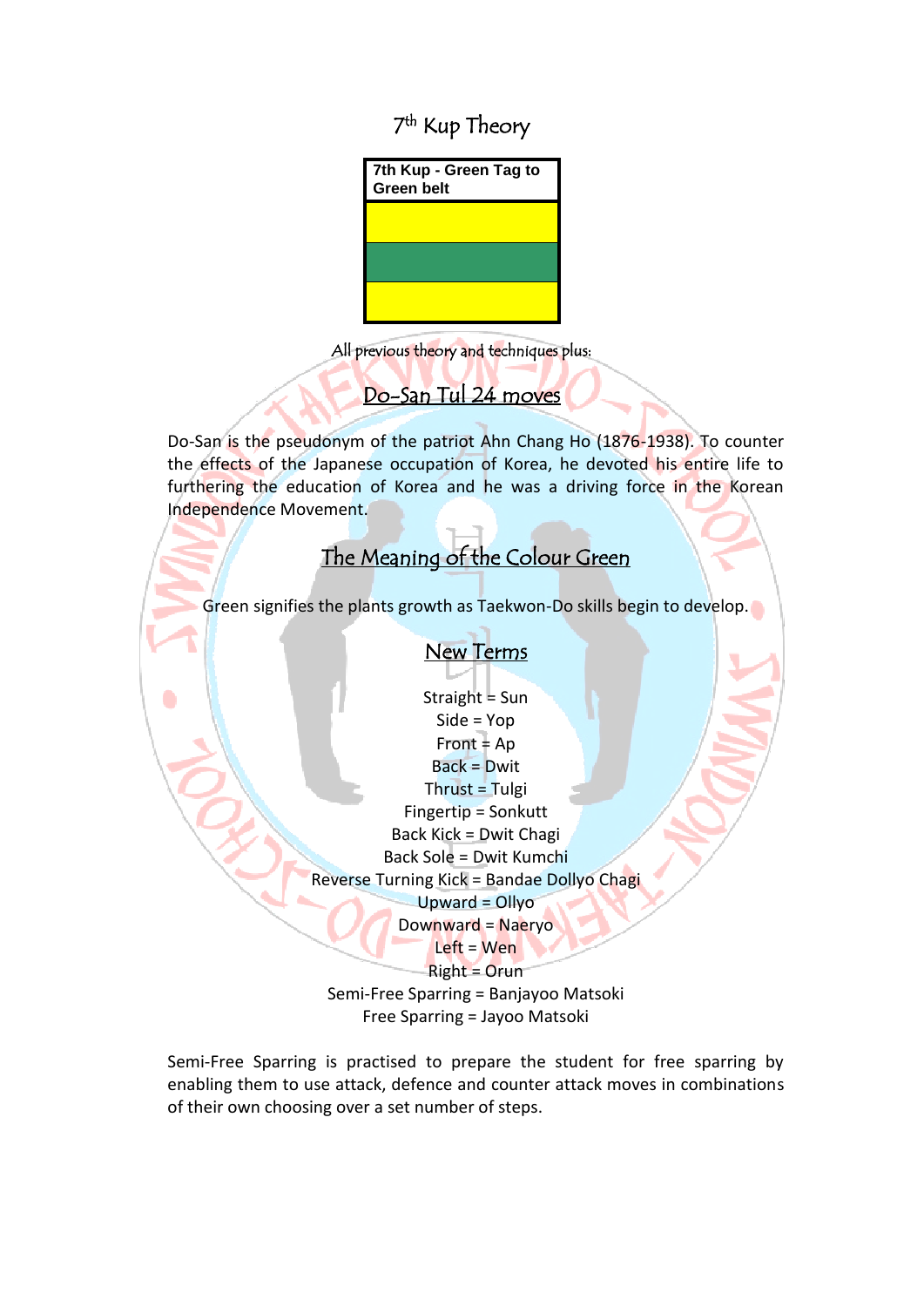# 7th Kup Theory

| 7th Kup - Green Tag to Green belt |
|---|

All previous theory and techniques plus:

## Do-San Tul 24 moves

Do-San is the pseudonym of the patriot Ahn Chang Ho (1876-1938). To counter the effects of the Japanese occupation of Korea, he devoted his entire life to furthering the education of Korea and he was a driving force in the Korean Independence Movement.

## The Meaning of the Colour Green

Green signifies the plants growth as Taekwon-Do skills begin to develop.

## New Terms

Straight = Sun
Side = Yop
Front = Ap
Back = Dwit
Thrust = Tulgi
Fingertip = Sonkutt
Back Kick = Dwit Chagi
Back Sole = Dwit Kumchi
Reverse Turning Kick = Bandae Dollyo Chagi
Upward = Ollyo
Downward = Naeryo
Left = Wen
Right = Orun
Semi-Free Sparring = Banjayoo Matsoki
Free Sparring = Jayoo Matsoki

Semi-Free Sparring is practised to prepare the student for free sparring by enabling them to use attack, defence and counter attack moves in combinations of their own choosing over a set number of steps.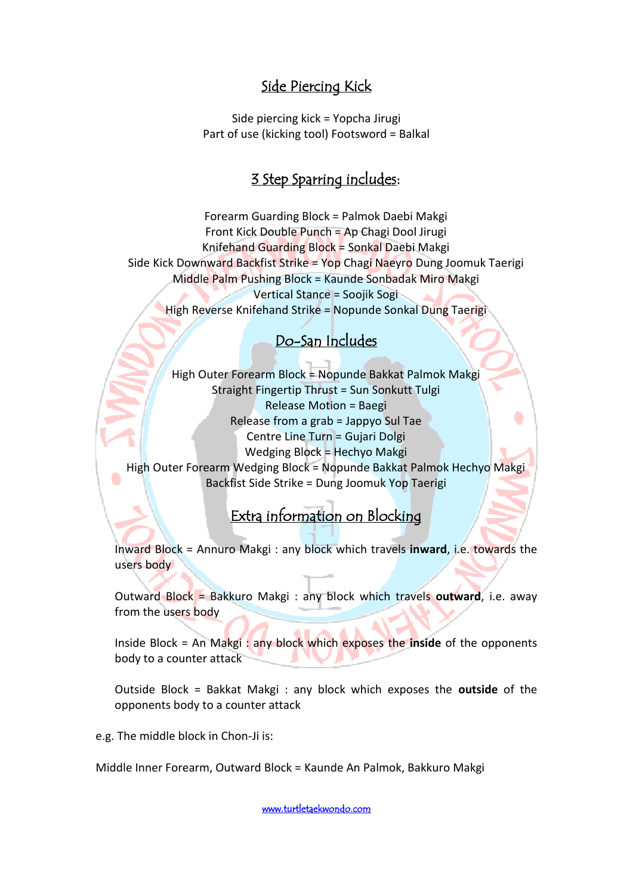## Side Piercing Kick

Side piercing kick = Yopcha Jirugi
Part of use (kicking tool) Footsword = Balkal

## 3 Step Sparring includes:

Forearm Guarding Block = Palmok Daebi Makgi
Front Kick Double Punch = Ap Chagi Dool Jirugi
Knifehand Guarding Block = Sonkal Daebi Makgi
Side Kick Downward Backfist Strike = Yop Chagi Naeyro Dung Joomuk Taerigi
Middle Palm Pushing Block = Kaunde Sonbadak Miro Makgi
Vertical Stance = Soojik Sogi
High Reverse Knifehand Strike = Nopunde Sonkal Dung Taerigi

## Do-San Includes

High Outer Forearm Block = Nopunde Bakkat Palmok Makgi
Straight Fingertip Thrust = Sun Sonkutt Tulgi
Release Motion = Baegi
Release from a grab = Jappyo Sul Tae
Centre Line Turn = Gujari Dolgi
Wedging Block = Hechyo Makgi
High Outer Forearm Wedging Block = Nopunde Bakkat Palmok Hechyo Makgi
Backfist Side Strike = Dung Joomuk Yop Taerigi

## Extra information on Blocking

Inward Block = Annuro Makgi : any block which travels **inward**, i.e. towards the users body

Outward Block = Bakkuro Makgi : any block which travels **outward**, i.e. away from the users body

Inside Block = An Makgi : any block which exposes the **inside** of the opponents body to a counter attack

Outside Block = Bakkat Makgi : any block which exposes the **outside** of the opponents body to a counter attack

e.g. The middle block in Chon-Ji is:

Middle Inner Forearm, Outward Block = Kaunde An Palmok, Bakkuro Makgi

www.turtletaekwondo.com